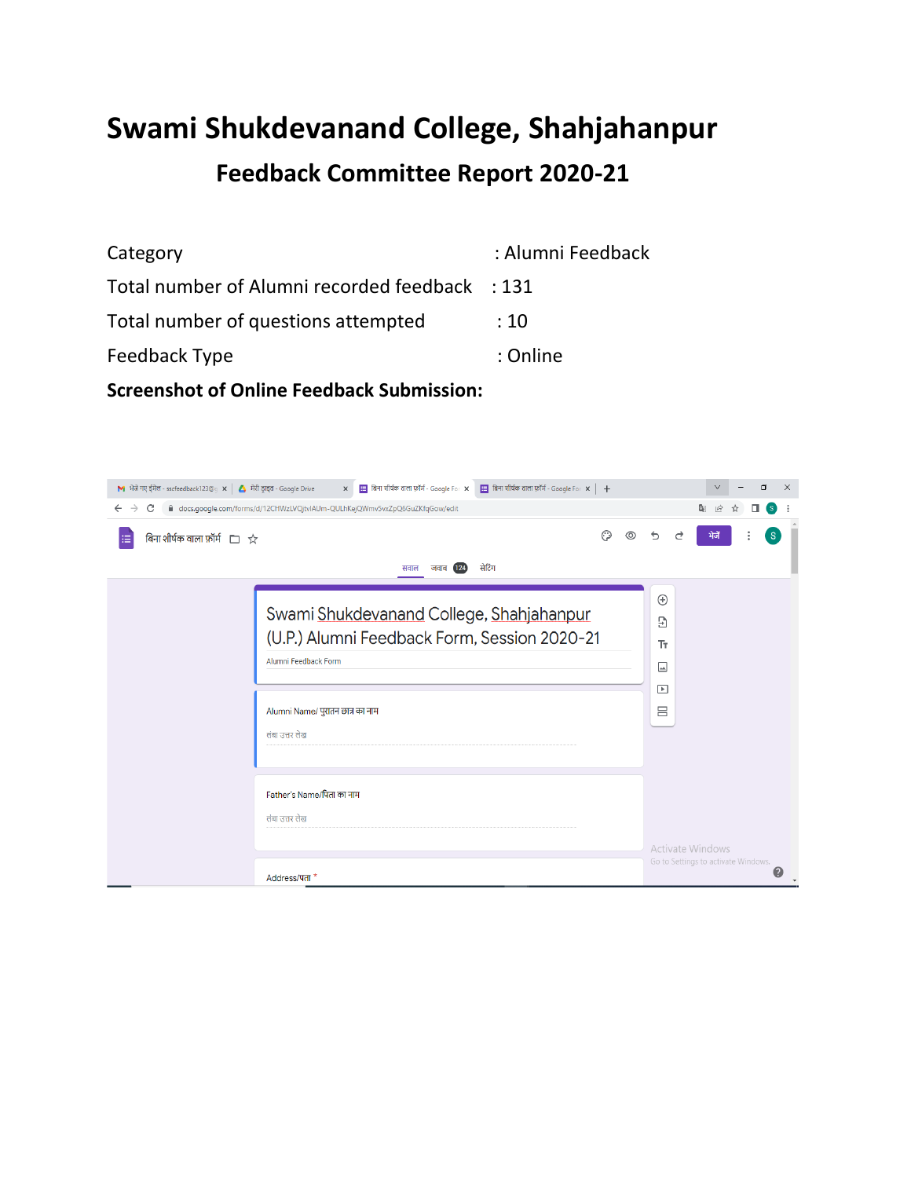# Swami Shukdevanand College, Shahjahanpur

## Feedback Committee Report 2020-21

| | |
|---|---|
| Category | : Alumni Feedback |
| Total number of Alumni recorded feedback | : 131 |
| Total number of questions attempted | : 10 |
| Feedback Type | : Online |

**Screenshot of Online Feedback Submission:**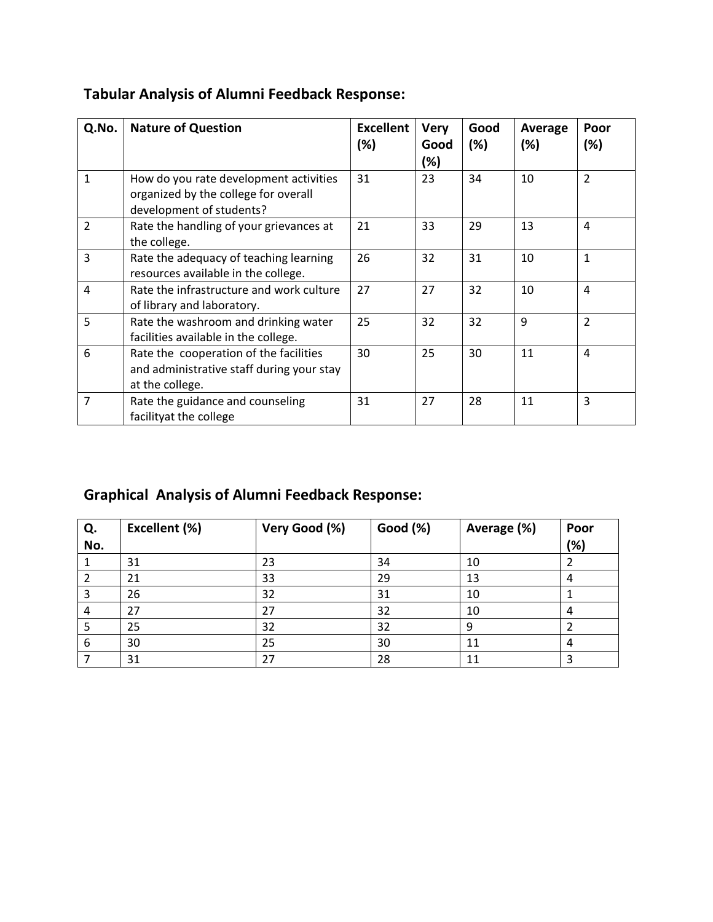## Tabular Analysis of Alumni Feedback Response:

| Q.No. | Nature of Question | Excellent (%) | Very Good (%) | Good (%) | Average (%) | Poor (%) |
|---|---|---|---|---|---|---|
| 1 | How do you rate development activities organized by the college for overall development of students? | 31 | 23 | 34 | 10 | 2 |
| 2 | Rate the handling of your grievances at the college. | 21 | 33 | 29 | 13 | 4 |
| 3 | Rate the adequacy of teaching learning resources available in the college. | 26 | 32 | 31 | 10 | 1 |
| 4 | Rate the infrastructure and work culture of library and laboratory. | 27 | 27 | 32 | 10 | 4 |
| 5 | Rate the washroom and drinking water facilities available in the college. | 25 | 32 | 32 | 9 | 2 |
| 6 | Rate the cooperation of the facilities and administrative staff during your stay at the college. | 30 | 25 | 30 | 11 | 4 |
| 7 | Rate the guidance and counseling facilityat the college | 31 | 27 | 28 | 11 | 3 |

## Graphical Analysis of Alumni Feedback Response:

| Q. No. | Excellent (%) | Very Good (%) | Good (%) | Average (%) | Poor (%) |
|---|---|---|---|---|---|
| 1 | 31 | 23 | 34 | 10 | 2 |
| 2 | 21 | 33 | 29 | 13 | 4 |
| 3 | 26 | 32 | 31 | 10 | 1 |
| 4 | 27 | 27 | 32 | 10 | 4 |
| 5 | 25 | 32 | 32 | 9 | 2 |
| 6 | 30 | 25 | 30 | 11 | 4 |
| 7 | 31 | 27 | 28 | 11 | 3 |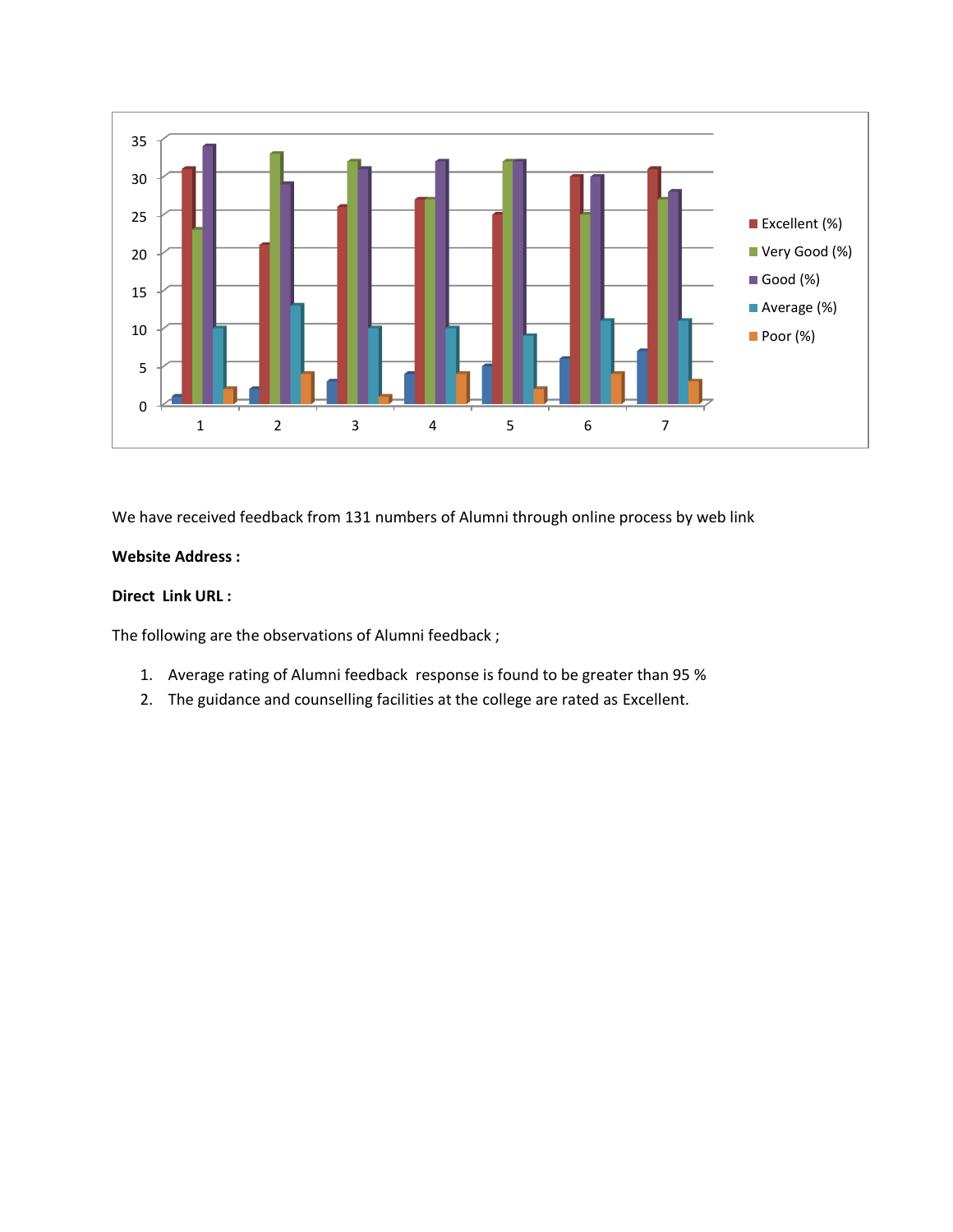35
30
25
20
15
10
5
0

1 2 3 4 5 6 7

Excellent (%)
Very Good (%)
Good (%)
Average (%)
Poor (%)

We have received feedback from 131 numbers of Alumni through online process by web link

**Website Address :**

**Direct Link URL :**

The following are the observations of Alumni feedback ;

1. Average rating of Alumni feedback response is found to be greater than 95 %
2. The guidance and counselling facilities at the college are rated as Excellent.